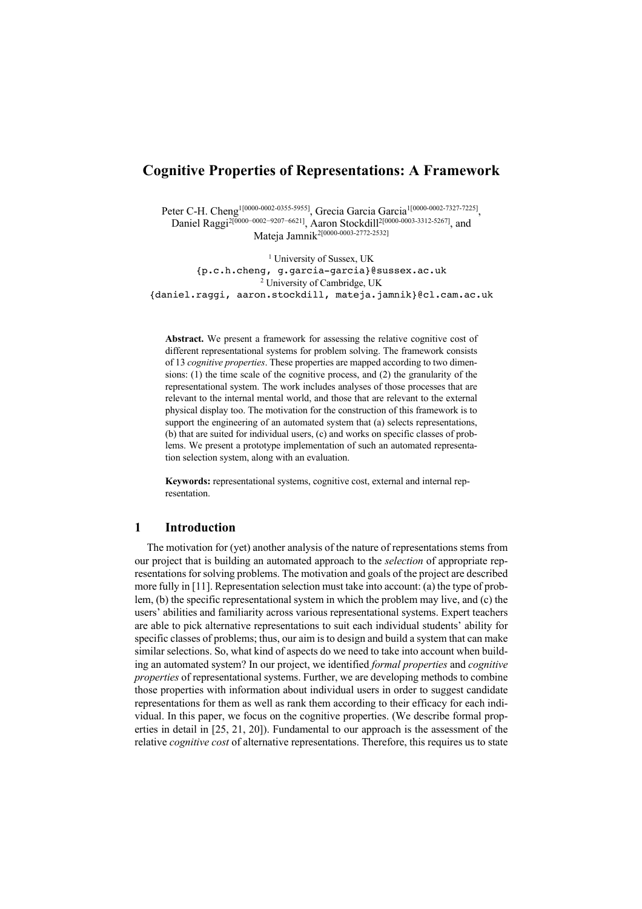# Cognitive Properties of Representations: A Framework

Peter C-H. Cheng[1[0000-0002-0355-5955]], Grecia Garcia Garcia[1[0000-0002-7327-7225]], Daniel Raggi[2[0000–0002–9207–6621]], Aaron Stockdill[2[0000-0003-3312-5267]], and Mateja Jamnik[2[0000-0003-2772-2532]]

[1] University of Sussex, UK
{p.c.h.cheng, g.garcia-garcia}@sussex.ac.uk
[2] University of Cambridge, UK
{daniel.raggi, aaron.stockdill, mateja.jamnik}@cl.cam.ac.uk

**Abstract.** We present a framework for assessing the relative cognitive cost of different representational systems for problem solving. The framework consists of 13 *cognitive properties*. These properties are mapped according to two dimensions: (1) the time scale of the cognitive process, and (2) the granularity of the representational system. The work includes analyses of those processes that are relevant to the internal mental world, and those that are relevant to the external physical display too. The motivation for the construction of this framework is to support the engineering of an automated system that (a) selects representations, (b) that are suited for individual users, (c) and works on specific classes of problems. We present a prototype implementation of such an automated representation selection system, along with an evaluation.

**Keywords:** representational systems, cognitive cost, external and internal representation.

## 1 Introduction

The motivation for (yet) another analysis of the nature of representations stems from our project that is building an automated approach to the *selection* of appropriate representations for solving problems. The motivation and goals of the project are described more fully in [11]. Representation selection must take into account: (a) the type of problem, (b) the specific representational system in which the problem may live, and (c) the users' abilities and familiarity across various representational systems. Expert teachers are able to pick alternative representations to suit each individual students' ability for specific classes of problems; thus, our aim is to design and build a system that can make similar selections. So, what kind of aspects do we need to take into account when building an automated system? In our project, we identified *formal properties* and *cognitive properties* of representational systems. Further, we are developing methods to combine those properties with information about individual users in order to suggest candidate representations for them as well as rank them according to their efficacy for each individual. In this paper, we focus on the cognitive properties. (We describe formal properties in detail in [25, 21, 20]). Fundamental to our approach is the assessment of the relative *cognitive cost* of alternative representations. Therefore, this requires us to state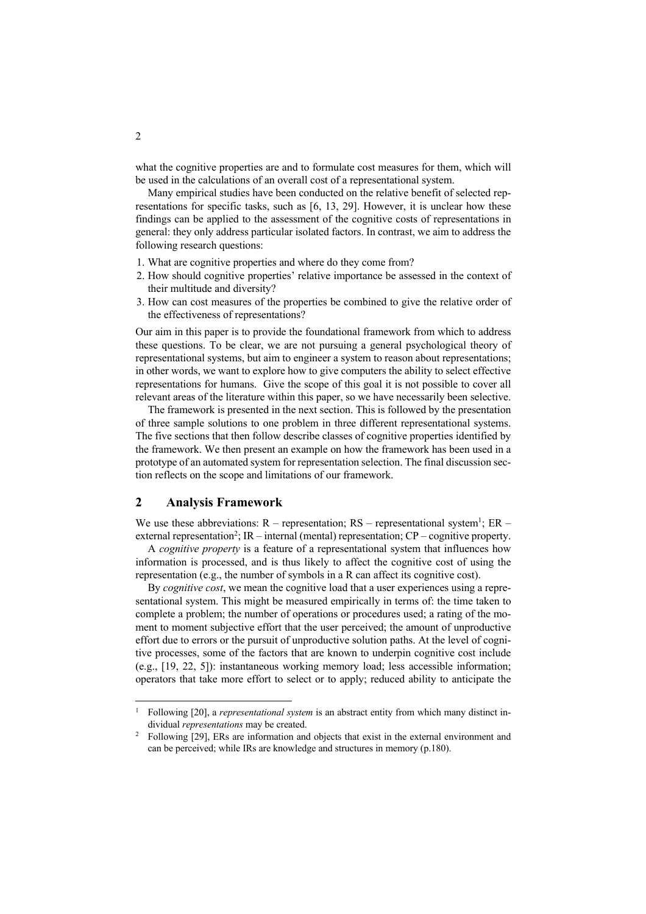what the cognitive properties are and to formulate cost measures for them, which will be used in the calculations of an overall cost of a representational system.

Many empirical studies have been conducted on the relative benefit of selected representations for specific tasks, such as [6, 13, 29]. However, it is unclear how these findings can be applied to the assessment of the cognitive costs of representations in general: they only address particular isolated factors. In contrast, we aim to address the following research questions:

1. What are cognitive properties and where do they come from?
2. How should cognitive properties' relative importance be assessed in the context of their multitude and diversity?
3. How can cost measures of the properties be combined to give the relative order of the effectiveness of representations?

Our aim in this paper is to provide the foundational framework from which to address these questions. To be clear, we are not pursuing a general psychological theory of representational systems, but aim to engineer a system to reason about representations; in other words, we want to explore how to give computers the ability to select effective representations for humans. Give the scope of this goal it is not possible to cover all relevant areas of the literature within this paper, so we have necessarily been selective.

The framework is presented in the next section. This is followed by the presentation of three sample solutions to one problem in three different representational systems. The five sections that then follow describe classes of cognitive properties identified by the framework. We then present an example on how the framework has been used in a prototype of an automated system for representation selection. The final discussion section reflects on the scope and limitations of our framework.

## 2 Analysis Framework

We use these abbreviations: R – representation; RS – representational system[1]; ER – external representation[2]; IR – internal (mental) representation; CP – cognitive property.

A *cognitive property* is a feature of a representational system that influences how information is processed, and is thus likely to affect the cognitive cost of using the representation (e.g., the number of symbols in a R can affect its cognitive cost).

By *cognitive cost*, we mean the cognitive load that a user experiences using a representational system. This might be measured empirically in terms of: the time taken to complete a problem; the number of operations or procedures used; a rating of the moment to moment subjective effort that the user perceived; the amount of unproductive effort due to errors or the pursuit of unproductive solution paths. At the level of cognitive processes, some of the factors that are known to underpin cognitive cost include (e.g., [19, 22, 5]): instantaneous working memory load; less accessible information; operators that take more effort to select or to apply; reduced ability to anticipate the

[1] Following [20], a *representational system* is an abstract entity from which many distinct individual *representations* may be created.

[2] Following [29], ERs are information and objects that exist in the external environment and can be perceived; while IRs are knowledge and structures in memory (p.180).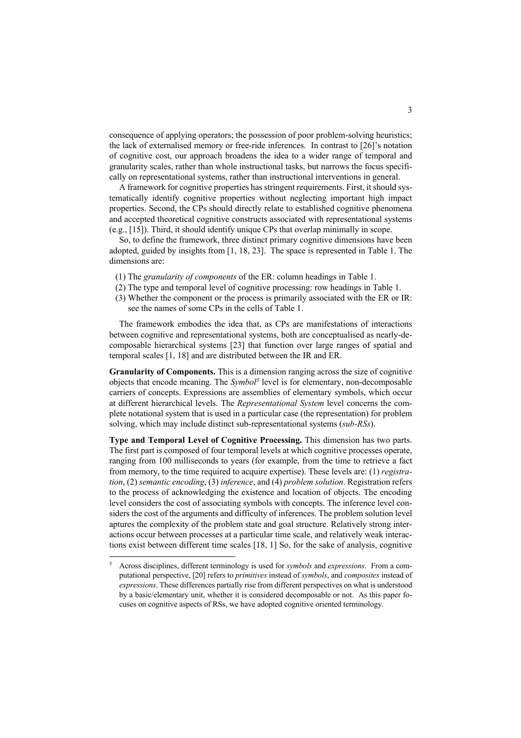consequence of applying operators; the possession of poor problem-solving heuristics; the lack of externalised memory or free-ride inferences. In contrast to [26]'s notation of cognitive cost, our approach broadens the idea to a wider range of temporal and granularity scales, rather than whole instructional tasks, but narrows the focus specifically on representational systems, rather than instructional interventions in general.

A framework for cognitive properties has stringent requirements. First, it should systematically identify cognitive properties without neglecting important high impact properties. Second, the CPs should directly relate to established cognitive phenomena and accepted theoretical cognitive constructs associated with representational systems (e.g., [15]). Third, it should identify unique CPs that overlap minimally in scope.

So, to define the framework, three distinct primary cognitive dimensions have been adopted, guided by insights from [1, 18, 23]. The space is represented in Table 1. The dimensions are:

(1) The *granularity of components* of the ER: column headings in Table 1.
(2) The type and temporal level of cognitive processing: row headings in Table 1.
(3) Whether the component or the process is primarily associated with the ER or IR: see the names of some CPs in the cells of Table 1.

The framework embodies the idea that, as CPs are manifestations of interactions between cognitive and representational systems, both are conceptualised as nearly-decomposable hierarchical systems [23] that function over large ranges of spatial and temporal scales [1, 18] and are distributed between the IR and ER.

**Granularity of Components.** This is a dimension ranging across the size of cognitive objects that encode meaning. The *Symbol*[3] level is for elementary, non-decomposable carriers of concepts. Expressions are assemblies of elementary symbols, which occur at different hierarchical levels. The *Representational System* level concerns the complete notational system that is used in a particular case (the representation) for problem solving, which may include distinct sub-representational systems (*sub-RSs*).

**Type and Temporal Level of Cognitive Processing.** This dimension has two parts. The first part is composed of four temporal levels at which cognitive processes operate, ranging from 100 milliseconds to years (for example, from the time to retrieve a fact from memory, to the time required to acquire expertise). These levels are: (1) *registration*, (2) *semantic encoding*, (3) *inference*, and (4) *problem solution*. Registration refers to the process of acknowledging the existence and location of objects. The encoding level considers the cost of associating symbols with concepts. The inference level considers the cost of the arguments and difficulty of inferences. The problem solution level aptures the complexity of the problem state and goal structure. Relatively strong interactions occur between processes at a particular time scale, and relatively weak interactions exist between different time scales [18, 1] So, for the sake of analysis, cognitive

[3] Across disciplines, different terminology is used for *symbols* and *expressions*. From a computational perspective, [20] refers to *primitives* instead of *symbols*, and *composites* instead of *expressions*. These differences partially rise from different perspectives on what is understood by a basic/elementary unit, whether it is considered decomposable or not. As this paper focuses on cognitive aspects of RSs, we have adopted cognitive oriented terminology.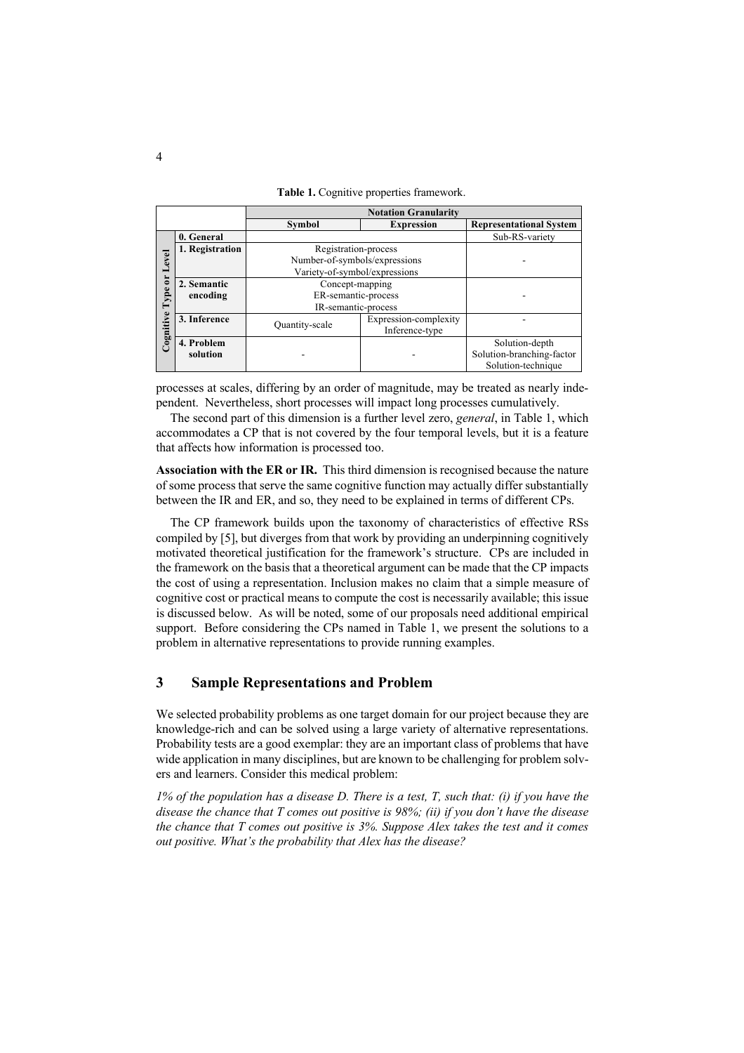**Table 1.** Cognitive properties framework.

| | | Notation Granularity | | |
|---|---|---|---|---|
| | | Symbol | Expression | Representational System |
| Cognitive Type or Level | 0. General | | | Sub-RS-variety |
| | 1. Registration | Registration-process<br>Number-of-symbols/expressions<br>Variety-of-symbol/expressions | | - |
| | 2. Semantic encoding | Concept-mapping<br>ER-semantic-process<br>IR-semantic-process | | - |
| | 3. Inference | Quantity-scale | Expression-complexity<br>Inference-type | - |
| | 4. Problem solution | - | - | Solution-depth<br>Solution-branching-factor<br>Solution-technique |

processes at scales, differing by an order of magnitude, may be treated as nearly independent. Nevertheless, short processes will impact long processes cumulatively.

The second part of this dimension is a further level zero, *general*, in Table 1, which accommodates a CP that is not covered by the four temporal levels, but it is a feature that affects how information is processed too.

**Association with the ER or IR.** This third dimension is recognised because the nature of some process that serve the same cognitive function may actually differ substantially between the IR and ER, and so, they need to be explained in terms of different CPs.

The CP framework builds upon the taxonomy of characteristics of effective RSs compiled by [5], but diverges from that work by providing an underpinning cognitively motivated theoretical justification for the framework's structure. CPs are included in the framework on the basis that a theoretical argument can be made that the CP impacts the cost of using a representation. Inclusion makes no claim that a simple measure of cognitive cost or practical means to compute the cost is necessarily available; this issue is discussed below. As will be noted, some of our proposals need additional empirical support. Before considering the CPs named in Table 1, we present the solutions to a problem in alternative representations to provide running examples.

## 3 Sample Representations and Problem

We selected probability problems as one target domain for our project because they are knowledge-rich and can be solved using a large variety of alternative representations. Probability tests are a good exemplar: they are an important class of problems that have wide application in many disciplines, but are known to be challenging for problem solvers and learners. Consider this medical problem:

*1% of the population has a disease D. There is a test, T, such that: (i) if you have the disease the chance that T comes out positive is 98%; (ii) if you don't have the disease the chance that T comes out positive is 3%. Suppose Alex takes the test and it comes out positive. What's the probability that Alex has the disease?*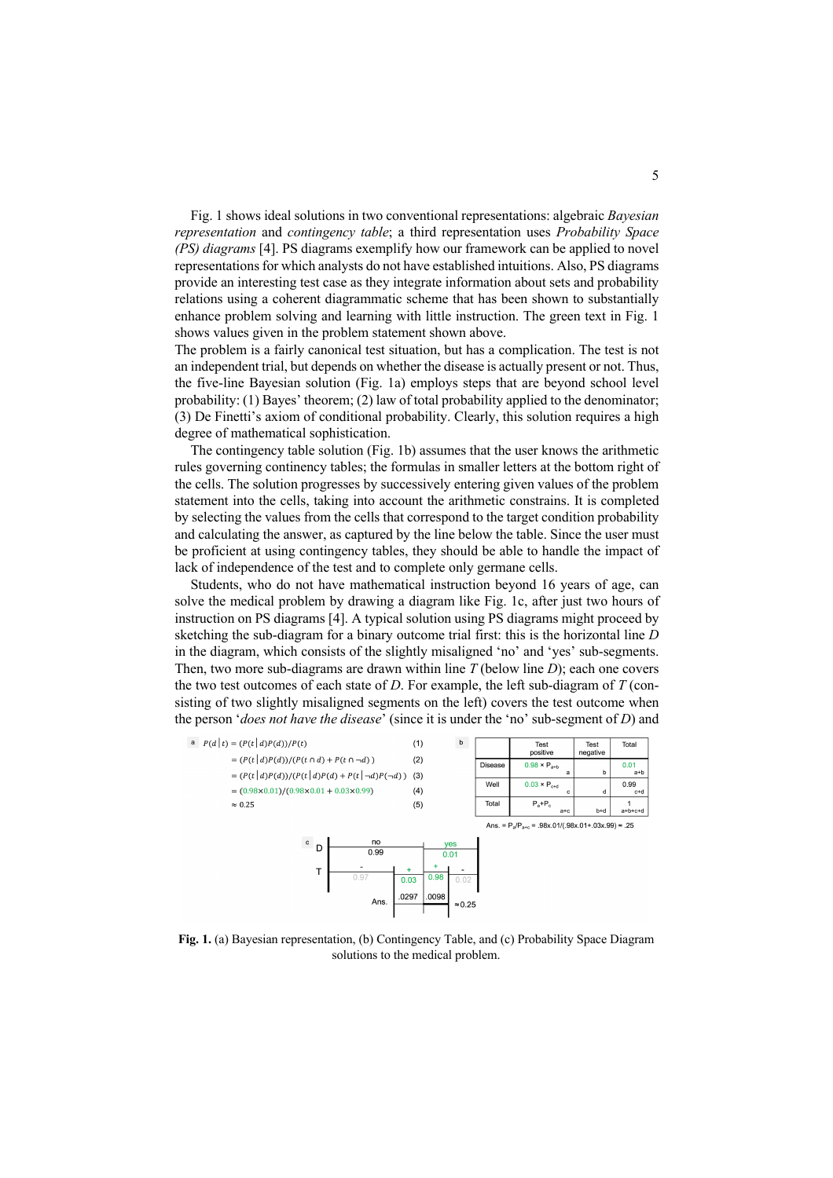Fig. 1 shows ideal solutions in two conventional representations: algebraic *Bayesian representation* and *contingency table*; a third representation uses *Probability Space (PS) diagrams* [4]. PS diagrams exemplify how our framework can be applied to novel representations for which analysts do not have established intuitions. Also, PS diagrams provide an interesting test case as they integrate information about sets and probability relations using a coherent diagrammatic scheme that has been shown to substantially enhance problem solving and learning with little instruction. The green text in Fig. 1 shows values given in the problem statement shown above.

The problem is a fairly canonical test situation, but has a complication. The test is not an independent trial, but depends on whether the disease is actually present or not. Thus, the five-line Bayesian solution (Fig. 1a) employs steps that are beyond school level probability: (1) Bayes' theorem; (2) law of total probability applied to the denominator; (3) De Finetti's axiom of conditional probability. Clearly, this solution requires a high degree of mathematical sophistication.

The contingency table solution (Fig. 1b) assumes that the user knows the arithmetic rules governing continency tables; the formulas in smaller letters at the bottom right of the cells. The solution progresses by successively entering given values of the problem statement into the cells, taking into account the arithmetic constrains. It is completed by selecting the values from the cells that correspond to the target condition probability and calculating the answer, as captured by the line below the table. Since the user must be proficient at using contingency tables, they should be able to handle the impact of lack of independence of the test and to complete only germane cells.

Students, who do not have mathematical instruction beyond 16 years of age, can solve the medical problem by drawing a diagram like Fig. 1c, after just two hours of instruction on PS diagrams [4]. A typical solution using PS diagrams might proceed by sketching the sub-diagram for a binary outcome trial first: this is the horizontal line *D* in the diagram, which consists of the slightly misaligned 'no' and 'yes' sub-segments. Then, two more sub-diagrams are drawn within line *T* (below line *D*); each one covers the two test outcomes of each state of *D*. For example, the left sub-diagram of *T* (consisting of two slightly misaligned segments on the left) covers the test outcome when the person '*does not have the disease*' (since it is under the 'no' sub-segment of *D*) and

a

$$P(d \mid t) = (P(t \mid d)P(d))/P(t) \quad (1)$$
$$= (P(t \mid d)P(d))/(P(t \cap d) + P(t \cap \neg d)) \quad (2)$$
$$= (P(t \mid d)P(d))/(P(t \mid d)P(d) + P(t \mid \neg d)P(\neg d)) \quad (3)$$
$$= (0.98 \times 0.01)/(0.98 \times 0.01 + 0.03 \times 0.99) \quad (4)$$
$$\approx 0.25 \quad (5)$$

b

| | Test positive | Test negative | Total |
|---|---|---|---|
| Disease | $0.98 \times P_{a+b}$ (a) | (b) | 0.01 (a+b) |
| Well | $0.03 \times P_{c+d}$ (c) | (d) | 0.99 (c+d) |
| Total | $P_a+P_c$ (a+c) | (b+d) | 1 (a+b+c+d) |

Ans. = $P_a/P_{a+c}$ = .98x.01/(.98x.01+.03x.99) ≈ .25

c

D: no 0.99 | yes 0.01
T: - 0.97 | + 0.03 | + 0.98 | - 0.02
Ans. .0297 | .0098 ≈0.25

**Fig. 1.** (a) Bayesian representation, (b) Contingency Table, and (c) Probability Space Diagram solutions to the medical problem.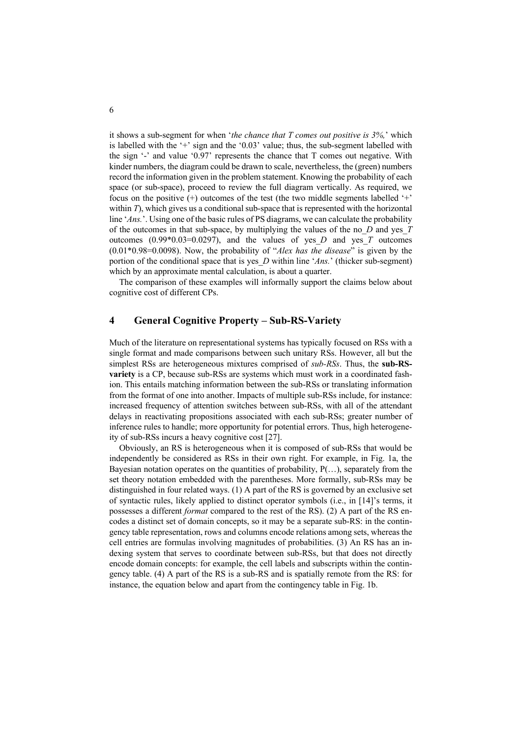it shows a sub-segment for when '*the chance that T comes out positive is 3%,*' which is labelled with the '+' sign and the '0.03' value; thus, the sub-segment labelled with the sign '-' and value '0.97' represents the chance that T comes out negative. With kinder numbers, the diagram could be drawn to scale, nevertheless, the (green) numbers record the information given in the problem statement. Knowing the probability of each space (or sub-space), proceed to review the full diagram vertically. As required, we focus on the positive (+) outcomes of the test (the two middle segments labelled '+' within *T*), which gives us a conditional sub-space that is represented with the horizontal line '*Ans.*'. Using one of the basic rules of PS diagrams, we can calculate the probability of the outcomes in that sub-space, by multiplying the values of the no_*D* and yes_*T* outcomes (0.99*0.03=0.0297), and the values of yes_*D* and yes_*T* outcomes (0.01*0.98=0.0098). Now, the probability of "*Alex has the disease*" is given by the portion of the conditional space that is yes_*D* within line '*Ans.*' (thicker sub-segment) which by an approximate mental calculation, is about a quarter.

The comparison of these examples will informally support the claims below about cognitive cost of different CPs.

## 4 General Cognitive Property – Sub-RS-Variety

Much of the literature on representational systems has typically focused on RSs with a single format and made comparisons between such unitary RSs. However, all but the simplest RSs are heterogeneous mixtures comprised of *sub-RSs*. Thus, the **sub-RS-variety** is a CP, because sub-RSs are systems which must work in a coordinated fashion. This entails matching information between the sub-RSs or translating information from the format of one into another. Impacts of multiple sub-RSs include, for instance: increased frequency of attention switches between sub-RSs, with all of the attendant delays in reactivating propositions associated with each sub-RSs; greater number of inference rules to handle; more opportunity for potential errors. Thus, high heterogeneity of sub-RSs incurs a heavy cognitive cost [27].

Obviously, an RS is heterogeneous when it is composed of sub-RSs that would be independently be considered as RSs in their own right. For example, in Fig. 1a, the Bayesian notation operates on the quantities of probability, P(…), separately from the set theory notation embedded with the parentheses. More formally, sub-RSs may be distinguished in four related ways. (1) A part of the RS is governed by an exclusive set of syntactic rules, likely applied to distinct operator symbols (i.e., in [14]'s terms, it possesses a different *format* compared to the rest of the RS). (2) A part of the RS encodes a distinct set of domain concepts, so it may be a separate sub-RS: in the contingency table representation, rows and columns encode relations among sets, whereas the cell entries are formulas involving magnitudes of probabilities. (3) An RS has an indexing system that serves to coordinate between sub-RSs, but that does not directly encode domain concepts: for example, the cell labels and subscripts within the contingency table. (4) A part of the RS is a sub-RS and is spatially remote from the RS: for instance, the equation below and apart from the contingency table in Fig. 1b.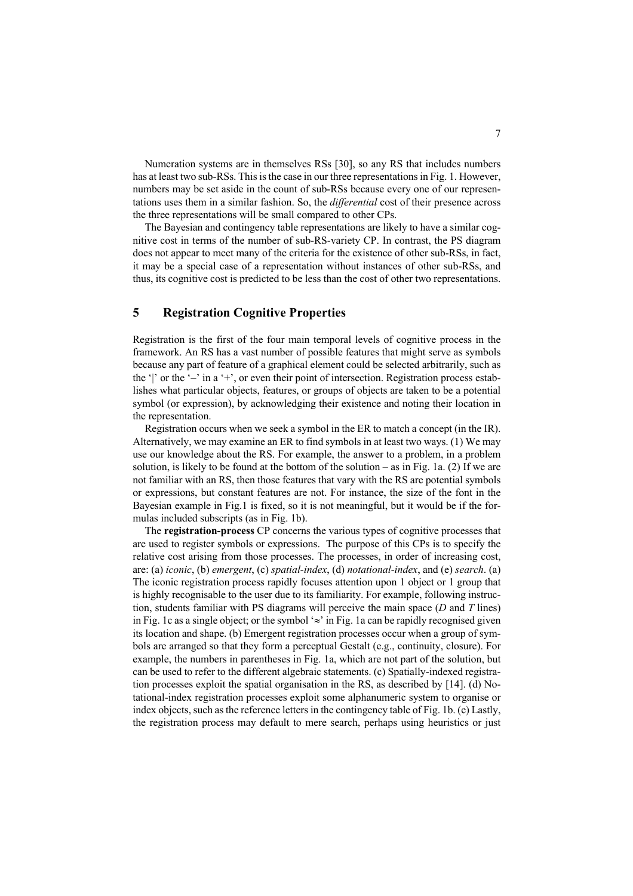Numeration systems are in themselves RSs [30], so any RS that includes numbers has at least two sub-RSs. This is the case in our three representations in Fig. 1. However, numbers may be set aside in the count of sub-RSs because every one of our representations uses them in a similar fashion. So, the *differential* cost of their presence across the three representations will be small compared to other CPs.

The Bayesian and contingency table representations are likely to have a similar cognitive cost in terms of the number of sub-RS-variety CP. In contrast, the PS diagram does not appear to meet many of the criteria for the existence of other sub-RSs, in fact, it may be a special case of a representation without instances of other sub-RSs, and thus, its cognitive cost is predicted to be less than the cost of other two representations.

## 5 Registration Cognitive Properties

Registration is the first of the four main temporal levels of cognitive process in the framework. An RS has a vast number of possible features that might serve as symbols because any part of feature of a graphical element could be selected arbitrarily, such as the '|' or the '–' in a '+', or even their point of intersection. Registration process establishes what particular objects, features, or groups of objects are taken to be a potential symbol (or expression), by acknowledging their existence and noting their location in the representation.

Registration occurs when we seek a symbol in the ER to match a concept (in the IR). Alternatively, we may examine an ER to find symbols in at least two ways. (1) We may use our knowledge about the RS. For example, the answer to a problem, in a problem solution, is likely to be found at the bottom of the solution – as in Fig. 1a. (2) If we are not familiar with an RS, then those features that vary with the RS are potential symbols or expressions, but constant features are not. For instance, the size of the font in the Bayesian example in Fig.1 is fixed, so it is not meaningful, but it would be if the formulas included subscripts (as in Fig. 1b).

The **registration-process** CP concerns the various types of cognitive processes that are used to register symbols or expressions. The purpose of this CPs is to specify the relative cost arising from those processes. The processes, in order of increasing cost, are: (a) *iconic*, (b) *emergent*, (c) *spatial-index*, (d) *notational-index*, and (e) *search*. (a) The iconic registration process rapidly focuses attention upon 1 object or 1 group that is highly recognisable to the user due to its familiarity. For example, following instruction, students familiar with PS diagrams will perceive the main space ($D$ and $T$ lines) in Fig. 1c as a single object; or the symbol '≈' in Fig. 1a can be rapidly recognised given its location and shape. (b) Emergent registration processes occur when a group of symbols are arranged so that they form a perceptual Gestalt (e.g., continuity, closure). For example, the numbers in parentheses in Fig. 1a, which are not part of the solution, but can be used to refer to the different algebraic statements. (c) Spatially-indexed registration processes exploit the spatial organisation in the RS, as described by [14]. (d) Notational-index registration processes exploit some alphanumeric system to organise or index objects, such as the reference letters in the contingency table of Fig. 1b. (e) Lastly, the registration process may default to mere search, perhaps using heuristics or just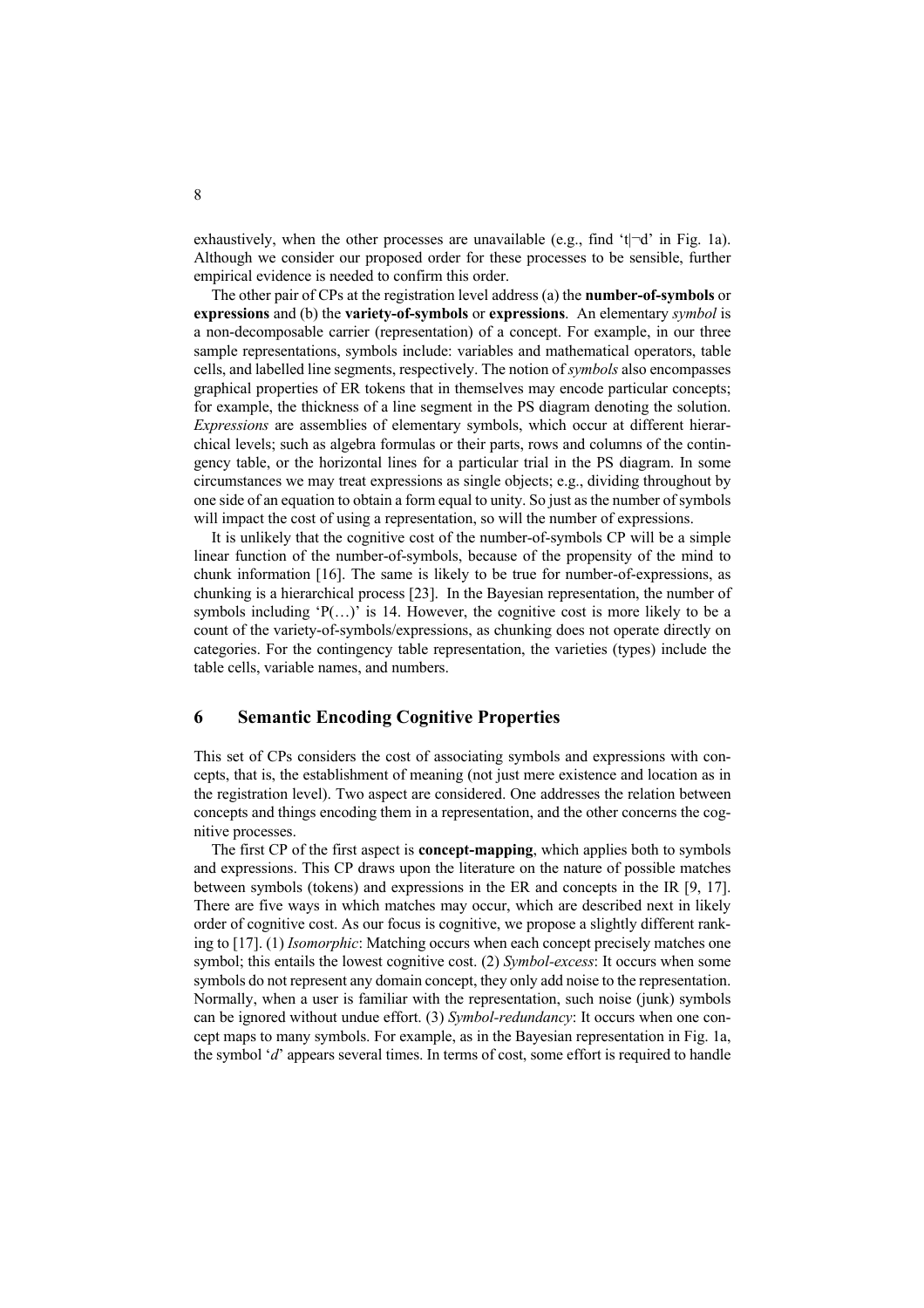exhaustively, when the other processes are unavailable (e.g., find 't|¬d' in Fig. 1a). Although we consider our proposed order for these processes to be sensible, further empirical evidence is needed to confirm this order.

The other pair of CPs at the registration level address (a) the **number-of-symbols** or **expressions** and (b) the **variety-of-symbols** or **expressions**. An elementary *symbol* is a non-decomposable carrier (representation) of a concept. For example, in our three sample representations, symbols include: variables and mathematical operators, table cells, and labelled line segments, respectively. The notion of *symbols* also encompasses graphical properties of ER tokens that in themselves may encode particular concepts; for example, the thickness of a line segment in the PS diagram denoting the solution. *Expressions* are assemblies of elementary symbols, which occur at different hierarchical levels; such as algebra formulas or their parts, rows and columns of the contingency table, or the horizontal lines for a particular trial in the PS diagram. In some circumstances we may treat expressions as single objects; e.g., dividing throughout by one side of an equation to obtain a form equal to unity. So just as the number of symbols will impact the cost of using a representation, so will the number of expressions.

It is unlikely that the cognitive cost of the number-of-symbols CP will be a simple linear function of the number-of-symbols, because of the propensity of the mind to chunk information [16]. The same is likely to be true for number-of-expressions, as chunking is a hierarchical process [23]. In the Bayesian representation, the number of symbols including 'P(…)' is 14. However, the cognitive cost is more likely to be a count of the variety-of-symbols/expressions, as chunking does not operate directly on categories. For the contingency table representation, the varieties (types) include the table cells, variable names, and numbers.

## 6 Semantic Encoding Cognitive Properties

This set of CPs considers the cost of associating symbols and expressions with concepts, that is, the establishment of meaning (not just mere existence and location as in the registration level). Two aspect are considered. One addresses the relation between concepts and things encoding them in a representation, and the other concerns the cognitive processes.

The first CP of the first aspect is **concept-mapping**, which applies both to symbols and expressions. This CP draws upon the literature on the nature of possible matches between symbols (tokens) and expressions in the ER and concepts in the IR [9, 17]. There are five ways in which matches may occur, which are described next in likely order of cognitive cost. As our focus is cognitive, we propose a slightly different ranking to [17]. (1) *Isomorphic*: Matching occurs when each concept precisely matches one symbol; this entails the lowest cognitive cost. (2) *Symbol-excess*: It occurs when some symbols do not represent any domain concept, they only add noise to the representation. Normally, when a user is familiar with the representation, such noise (junk) symbols can be ignored without undue effort. (3) *Symbol-redundancy*: It occurs when one concept maps to many symbols. For example, as in the Bayesian representation in Fig. 1a, the symbol '*d*' appears several times. In terms of cost, some effort is required to handle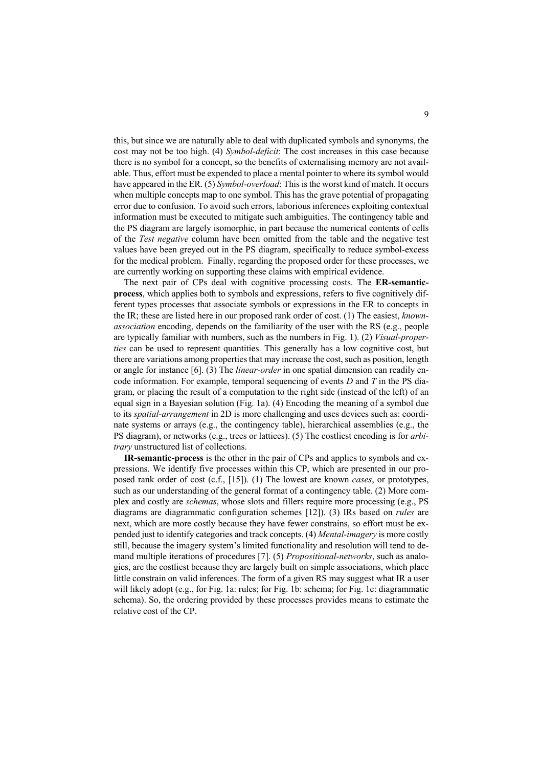this, but since we are naturally able to deal with duplicated symbols and synonyms, the cost may not be too high. (4) *Symbol-deficit*: The cost increases in this case because there is no symbol for a concept, so the benefits of externalising memory are not available. Thus, effort must be expended to place a mental pointer to where its symbol would have appeared in the ER. (5) *Symbol-overload*: This is the worst kind of match. It occurs when multiple concepts map to one symbol. This has the grave potential of propagating error due to confusion. To avoid such errors, laborious inferences exploiting contextual information must be executed to mitigate such ambiguities. The contingency table and the PS diagram are largely isomorphic, in part because the numerical contents of cells of the *Test negative* column have been omitted from the table and the negative test values have been greyed out in the PS diagram, specifically to reduce symbol-excess for the medical problem. Finally, regarding the proposed order for these processes, we are currently working on supporting these claims with empirical evidence.

The next pair of CPs deal with cognitive processing costs. The **ER-semantic-process**, which applies both to symbols and expressions, refers to five cognitively different types processes that associate symbols or expressions in the ER to concepts in the IR; these are listed here in our proposed rank order of cost. (1) The easiest, *known-association* encoding, depends on the familiarity of the user with the RS (e.g., people are typically familiar with numbers, such as the numbers in Fig. 1). (2) *Visual-properties* can be used to represent quantities. This generally has a low cognitive cost, but there are variations among properties that may increase the cost, such as position, length or angle for instance [6]. (3) The *linear-order* in one spatial dimension can readily encode information. For example, temporal sequencing of events *D* and *T* in the PS diagram, or placing the result of a computation to the right side (instead of the left) of an equal sign in a Bayesian solution (Fig. 1a). (4) Encoding the meaning of a symbol due to its *spatial-arrangement* in 2D is more challenging and uses devices such as: coordinate systems or arrays (e.g., the contingency table), hierarchical assemblies (e.g., the PS diagram), or networks (e.g., trees or lattices). (5) The costliest encoding is for *arbitrary* unstructured list of collections.

**IR-semantic-process** is the other in the pair of CPs and applies to symbols and expressions. We identify five processes within this CP, which are presented in our proposed rank order of cost (c.f., [15]). (1) The lowest are known *cases*, or prototypes, such as our understanding of the general format of a contingency table. (2) More complex and costly are *schemas*, whose slots and fillers require more processing (e.g., PS diagrams are diagrammatic configuration schemes [12]). (3) IRs based on *rules* are next, which are more costly because they have fewer constrains, so effort must be expended just to identify categories and track concepts. (4) *Mental-imagery* is more costly still, because the imagery system's limited functionality and resolution will tend to demand multiple iterations of procedures [7]. (5) *Propositional-networks*, such as analogies, are the costliest because they are largely built on simple associations, which place little constrain on valid inferences. The form of a given RS may suggest what IR a user will likely adopt (e.g., for Fig. 1a: rules; for Fig. 1b: schema; for Fig. 1c: diagrammatic schema). So, the ordering provided by these processes provides means to estimate the relative cost of the CP.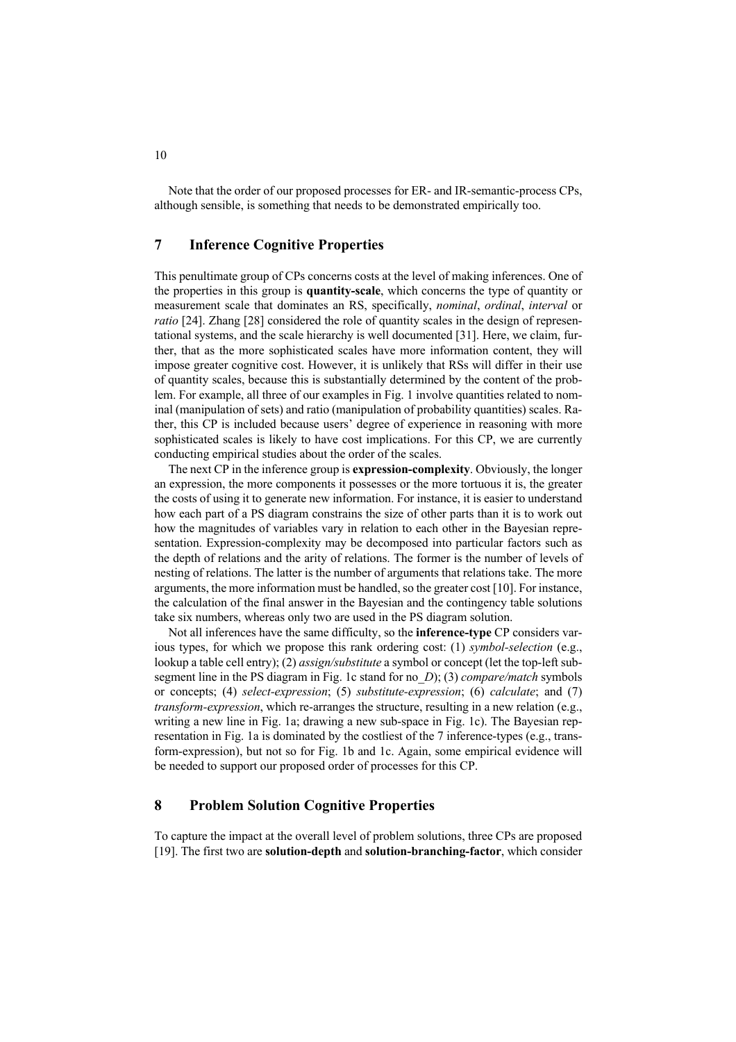Note that the order of our proposed processes for ER- and IR-semantic-process CPs, although sensible, is something that needs to be demonstrated empirically too.

## 7 Inference Cognitive Properties

This penultimate group of CPs concerns costs at the level of making inferences. One of the properties in this group is **quantity-scale**, which concerns the type of quantity or measurement scale that dominates an RS, specifically, *nominal*, *ordinal*, *interval* or *ratio* [24]. Zhang [28] considered the role of quantity scales in the design of representational systems, and the scale hierarchy is well documented [31]. Here, we claim, further, that as the more sophisticated scales have more information content, they will impose greater cognitive cost. However, it is unlikely that RSs will differ in their use of quantity scales, because this is substantially determined by the content of the problem. For example, all three of our examples in Fig. 1 involve quantities related to nominal (manipulation of sets) and ratio (manipulation of probability quantities) scales. Rather, this CP is included because users' degree of experience in reasoning with more sophisticated scales is likely to have cost implications. For this CP, we are currently conducting empirical studies about the order of the scales.

The next CP in the inference group is **expression-complexity**. Obviously, the longer an expression, the more components it possesses or the more tortuous it is, the greater the costs of using it to generate new information. For instance, it is easier to understand how each part of a PS diagram constrains the size of other parts than it is to work out how the magnitudes of variables vary in relation to each other in the Bayesian representation. Expression-complexity may be decomposed into particular factors such as the depth of relations and the arity of relations. The former is the number of levels of nesting of relations. The latter is the number of arguments that relations take. The more arguments, the more information must be handled, so the greater cost [10]. For instance, the calculation of the final answer in the Bayesian and the contingency table solutions take six numbers, whereas only two are used in the PS diagram solution.

Not all inferences have the same difficulty, so the **inference-type** CP considers various types, for which we propose this rank ordering cost: (1) *symbol-selection* (e.g., lookup a table cell entry); (2) *assign/substitute* a symbol or concept (let the top-left sub-segment line in the PS diagram in Fig. 1c stand for no_*D*); (3) *compare/match* symbols or concepts; (4) *select-expression*; (5) *substitute-expression*; (6) *calculate*; and (7) *transform-expression*, which re-arranges the structure, resulting in a new relation (e.g., writing a new line in Fig. 1a; drawing a new sub-space in Fig. 1c). The Bayesian representation in Fig. 1a is dominated by the costliest of the 7 inference-types (e.g., transform-expression), but not so for Fig. 1b and 1c. Again, some empirical evidence will be needed to support our proposed order of processes for this CP.

## 8 Problem Solution Cognitive Properties

To capture the impact at the overall level of problem solutions, three CPs are proposed [19]. The first two are **solution-depth** and **solution-branching-factor**, which consider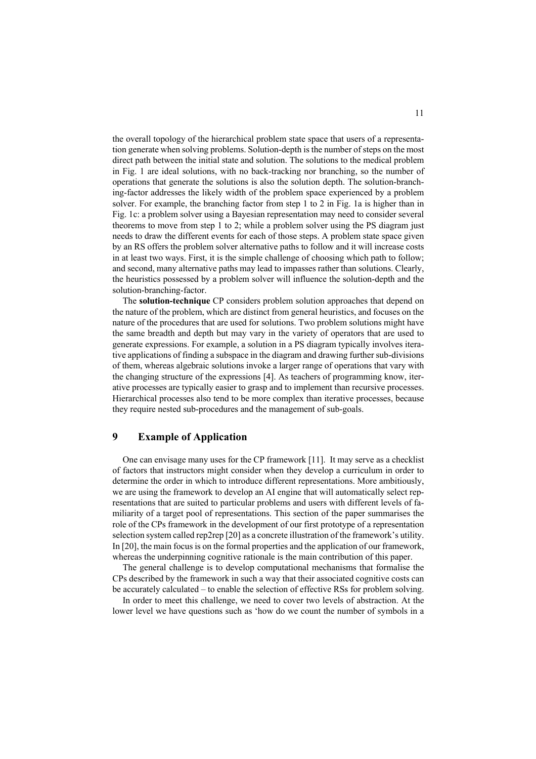the overall topology of the hierarchical problem state space that users of a representation generate when solving problems. Solution-depth is the number of steps on the most direct path between the initial state and solution. The solutions to the medical problem in Fig. 1 are ideal solutions, with no back-tracking nor branching, so the number of operations that generate the solutions is also the solution depth. The solution-branching-factor addresses the likely width of the problem space experienced by a problem solver. For example, the branching factor from step 1 to 2 in Fig. 1a is higher than in Fig. 1c: a problem solver using a Bayesian representation may need to consider several theorems to move from step 1 to 2; while a problem solver using the PS diagram just needs to draw the different events for each of those steps. A problem state space given by an RS offers the problem solver alternative paths to follow and it will increase costs in at least two ways. First, it is the simple challenge of choosing which path to follow; and second, many alternative paths may lead to impasses rather than solutions. Clearly, the heuristics possessed by a problem solver will influence the solution-depth and the solution-branching-factor.

The **solution-technique** CP considers problem solution approaches that depend on the nature of the problem, which are distinct from general heuristics, and focuses on the nature of the procedures that are used for solutions. Two problem solutions might have the same breadth and depth but may vary in the variety of operators that are used to generate expressions. For example, a solution in a PS diagram typically involves iterative applications of finding a subspace in the diagram and drawing further sub-divisions of them, whereas algebraic solutions invoke a larger range of operations that vary with the changing structure of the expressions [4]. As teachers of programming know, iterative processes are typically easier to grasp and to implement than recursive processes. Hierarchical processes also tend to be more complex than iterative processes, because they require nested sub-procedures and the management of sub-goals.

## 9 Example of Application

One can envisage many uses for the CP framework [11]. It may serve as a checklist of factors that instructors might consider when they develop a curriculum in order to determine the order in which to introduce different representations. More ambitiously, we are using the framework to develop an AI engine that will automatically select representations that are suited to particular problems and users with different levels of familiarity of a target pool of representations. This section of the paper summarises the role of the CPs framework in the development of our first prototype of a representation selection system called rep2rep [20] as a concrete illustration of the framework's utility. In [20], the main focus is on the formal properties and the application of our framework, whereas the underpinning cognitive rationale is the main contribution of this paper.

The general challenge is to develop computational mechanisms that formalise the CPs described by the framework in such a way that their associated cognitive costs can be accurately calculated – to enable the selection of effective RSs for problem solving.

In order to meet this challenge, we need to cover two levels of abstraction. At the lower level we have questions such as 'how do we count the number of symbols in a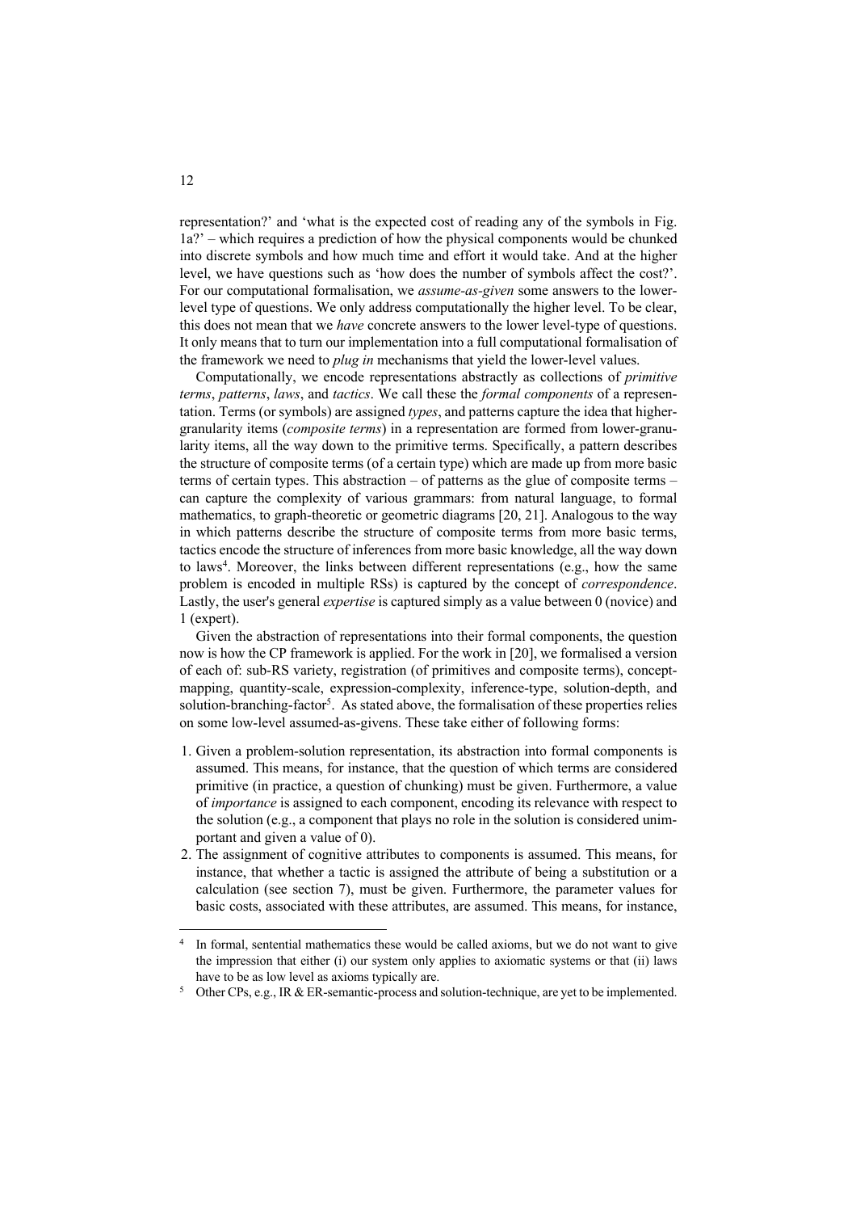representation?' and 'what is the expected cost of reading any of the symbols in Fig. 1a?' – which requires a prediction of how the physical components would be chunked into discrete symbols and how much time and effort it would take. And at the higher level, we have questions such as 'how does the number of symbols affect the cost?'. For our computational formalisation, we *assume-as-given* some answers to the lower-level type of questions. We only address computationally the higher level. To be clear, this does not mean that we *have* concrete answers to the lower level-type of questions. It only means that to turn our implementation into a full computational formalisation of the framework we need to *plug in* mechanisms that yield the lower-level values.

Computationally, we encode representations abstractly as collections of *primitive terms*, *patterns*, *laws*, and *tactics*. We call these the *formal components* of a representation. Terms (or symbols) are assigned *types*, and patterns capture the idea that higher-granularity items (*composite terms*) in a representation are formed from lower-granularity items, all the way down to the primitive terms. Specifically, a pattern describes the structure of composite terms (of a certain type) which are made up from more basic terms of certain types. This abstraction – of patterns as the glue of composite terms – can capture the complexity of various grammars: from natural language, to formal mathematics, to graph-theoretic or geometric diagrams [20, 21]. Analogous to the way in which patterns describe the structure of composite terms from more basic terms, tactics encode the structure of inferences from more basic knowledge, all the way down to laws[4]. Moreover, the links between different representations (e.g., how the same problem is encoded in multiple RSs) is captured by the concept of *correspondence*. Lastly, the user's general *expertise* is captured simply as a value between 0 (novice) and 1 (expert).

Given the abstraction of representations into their formal components, the question now is how the CP framework is applied. For the work in [20], we formalised a version of each of: sub-RS variety, registration (of primitives and composite terms), concept-mapping, quantity-scale, expression-complexity, inference-type, solution-depth, and solution-branching-factor[5]. As stated above, the formalisation of these properties relies on some low-level assumed-as-givens. These take either of following forms:

1. Given a problem-solution representation, its abstraction into formal components is assumed. This means, for instance, that the question of which terms are considered primitive (in practice, a question of chunking) must be given. Furthermore, a value of *importance* is assigned to each component, encoding its relevance with respect to the solution (e.g., a component that plays no role in the solution is considered unimportant and given a value of 0).
2. The assignment of cognitive attributes to components is assumed. This means, for instance, that whether a tactic is assigned the attribute of being a substitution or a calculation (see section 7), must be given. Furthermore, the parameter values for basic costs, associated with these attributes, are assumed. This means, for instance,

---

[4] In formal, sentential mathematics these would be called axioms, but we do not want to give the impression that either (i) our system only applies to axiomatic systems or that (ii) laws have to be as low level as axioms typically are.

[5] Other CPs, e.g., IR & ER-semantic-process and solution-technique, are yet to be implemented.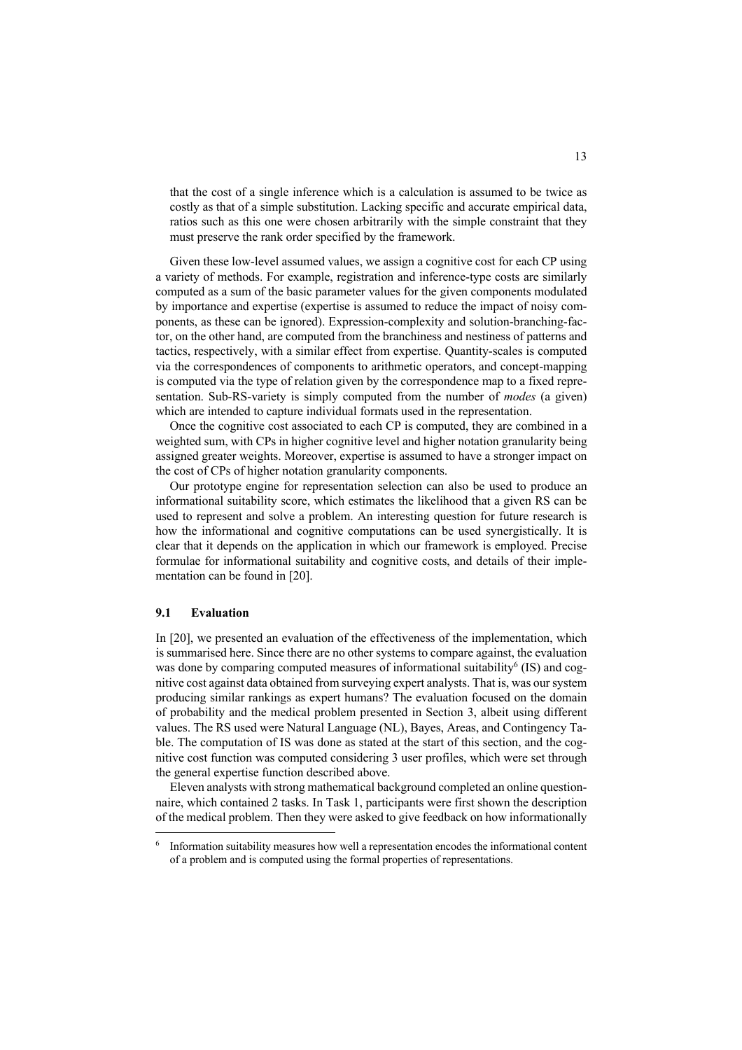that the cost of a single inference which is a calculation is assumed to be twice as costly as that of a simple substitution. Lacking specific and accurate empirical data, ratios such as this one were chosen arbitrarily with the simple constraint that they must preserve the rank order specified by the framework.

Given these low-level assumed values, we assign a cognitive cost for each CP using a variety of methods. For example, registration and inference-type costs are similarly computed as a sum of the basic parameter values for the given components modulated by importance and expertise (expertise is assumed to reduce the impact of noisy components, as these can be ignored). Expression-complexity and solution-branching-factor, on the other hand, are computed from the branchiness and nestiness of patterns and tactics, respectively, with a similar effect from expertise. Quantity-scales is computed via the correspondences of components to arithmetic operators, and concept-mapping is computed via the type of relation given by the correspondence map to a fixed representation. Sub-RS-variety is simply computed from the number of *modes* (a given) which are intended to capture individual formats used in the representation.

Once the cognitive cost associated to each CP is computed, they are combined in a weighted sum, with CPs in higher cognitive level and higher notation granularity being assigned greater weights. Moreover, expertise is assumed to have a stronger impact on the cost of CPs of higher notation granularity components.

Our prototype engine for representation selection can also be used to produce an informational suitability score, which estimates the likelihood that a given RS can be used to represent and solve a problem. An interesting question for future research is how the informational and cognitive computations can be used synergistically. It is clear that it depends on the application in which our framework is employed. Precise formulae for informational suitability and cognitive costs, and details of their implementation can be found in [20].

### 9.1 Evaluation

In [20], we presented an evaluation of the effectiveness of the implementation, which is summarised here. Since there are no other systems to compare against, the evaluation was done by comparing computed measures of informational suitability[6] (IS) and cognitive cost against data obtained from surveying expert analysts. That is, was our system producing similar rankings as expert humans? The evaluation focused on the domain of probability and the medical problem presented in Section 3, albeit using different values. The RS used were Natural Language (NL), Bayes, Areas, and Contingency Table. The computation of IS was done as stated at the start of this section, and the cognitive cost function was computed considering 3 user profiles, which were set through the general expertise function described above.

Eleven analysts with strong mathematical background completed an online questionnaire, which contained 2 tasks. In Task 1, participants were first shown the description of the medical problem. Then they were asked to give feedback on how informationally

[6] Information suitability measures how well a representation encodes the informational content of a problem and is computed using the formal properties of representations.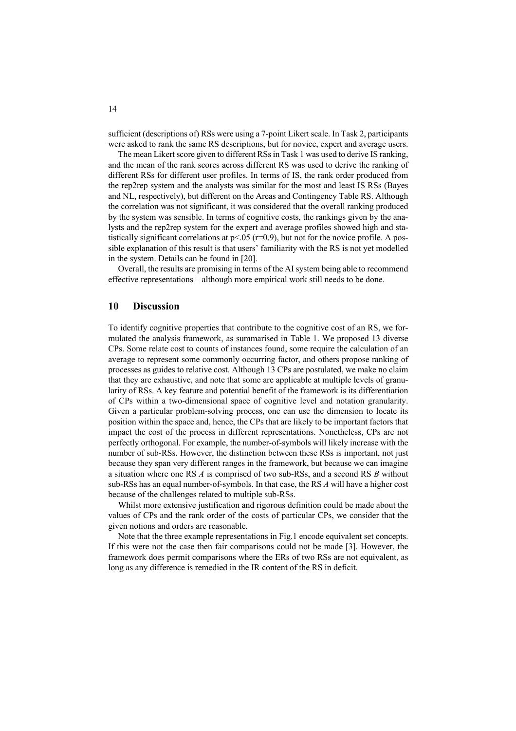sufficient (descriptions of) RSs were using a 7-point Likert scale. In Task 2, participants were asked to rank the same RS descriptions, but for novice, expert and average users.

The mean Likert score given to different RSs in Task 1 was used to derive IS ranking, and the mean of the rank scores across different RS was used to derive the ranking of different RSs for different user profiles. In terms of IS, the rank order produced from the rep2rep system and the analysts was similar for the most and least IS RSs (Bayes and NL, respectively), but different on the Areas and Contingency Table RS. Although the correlation was not significant, it was considered that the overall ranking produced by the system was sensible. In terms of cognitive costs, the rankings given by the analysts and the rep2rep system for the expert and average profiles showed high and statistically significant correlations at $p<.05$ ($r=0.9$), but not for the novice profile. A possible explanation of this result is that users' familiarity with the RS is not yet modelled in the system. Details can be found in [20].

Overall, the results are promising in terms of the AI system being able to recommend effective representations – although more empirical work still needs to be done.

## 10 Discussion

To identify cognitive properties that contribute to the cognitive cost of an RS, we formulated the analysis framework, as summarised in Table 1. We proposed 13 diverse CPs. Some relate cost to counts of instances found, some require the calculation of an average to represent some commonly occurring factor, and others propose ranking of processes as guides to relative cost. Although 13 CPs are postulated, we make no claim that they are exhaustive, and note that some are applicable at multiple levels of granularity of RSs. A key feature and potential benefit of the framework is its differentiation of CPs within a two-dimensional space of cognitive level and notation granularity. Given a particular problem-solving process, one can use the dimension to locate its position within the space and, hence, the CPs that are likely to be important factors that impact the cost of the process in different representations. Nonetheless, CPs are not perfectly orthogonal. For example, the number-of-symbols will likely increase with the number of sub-RSs. However, the distinction between these RSs is important, not just because they span very different ranges in the framework, but because we can imagine a situation where one RS *A* is comprised of two sub-RSs, and a second RS *B* without sub-RSs has an equal number-of-symbols. In that case, the RS *A* will have a higher cost because of the challenges related to multiple sub-RSs.

Whilst more extensive justification and rigorous definition could be made about the values of CPs and the rank order of the costs of particular CPs, we consider that the given notions and orders are reasonable.

Note that the three example representations in Fig.1 encode equivalent set concepts. If this were not the case then fair comparisons could not be made [3]. However, the framework does permit comparisons where the ERs of two RSs are not equivalent, as long as any difference is remedied in the IR content of the RS in deficit.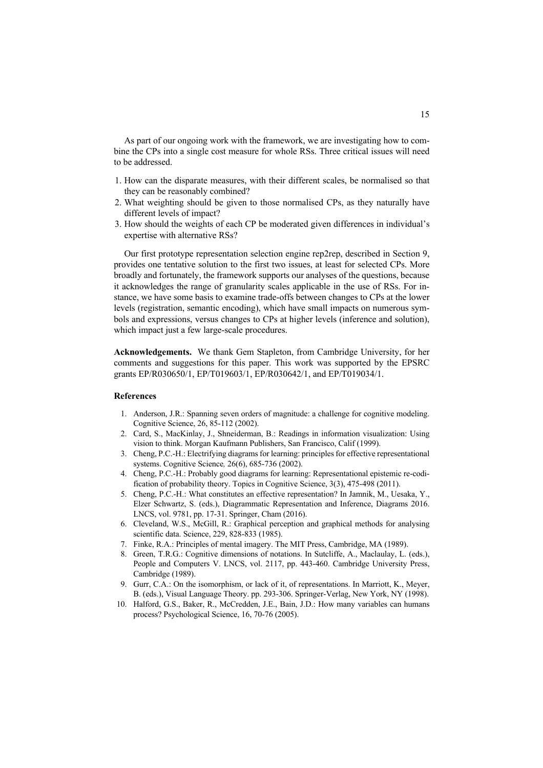As part of our ongoing work with the framework, we are investigating how to combine the CPs into a single cost measure for whole RSs. Three critical issues will need to be addressed.

1. How can the disparate measures, with their different scales, be normalised so that they can be reasonably combined?
2. What weighting should be given to those normalised CPs, as they naturally have different levels of impact?
3. How should the weights of each CP be moderated given differences in individual's expertise with alternative RSs?

Our first prototype representation selection engine rep2rep, described in Section 9, provides one tentative solution to the first two issues, at least for selected CPs. More broadly and fortunately, the framework supports our analyses of the questions, because it acknowledges the range of granularity scales applicable in the use of RSs. For instance, we have some basis to examine trade-offs between changes to CPs at the lower levels (registration, semantic encoding), which have small impacts on numerous symbols and expressions, versus changes to CPs at higher levels (inference and solution), which impact just a few large-scale procedures.

**Acknowledgements.** We thank Gem Stapleton, from Cambridge University, for her comments and suggestions for this paper. This work was supported by the EPSRC grants EP/R030650/1, EP/T019603/1, EP/R030642/1, and EP/T019034/1.

## References

1. Anderson, J.R.: Spanning seven orders of magnitude: a challenge for cognitive modeling. Cognitive Science, 26, 85-112 (2002).
2. Card, S., MacKinlay, J., Shneiderman, B.: Readings in information visualization: Using vision to think. Morgan Kaufmann Publishers, San Francisco, Calif (1999).
3. Cheng, P.C.-H.: Electrifying diagrams for learning: principles for effective representational systems. Cognitive Science*,* 26(6), 685-736 (2002).
4. Cheng, P.C.-H.: Probably good diagrams for learning: Representational epistemic re-codification of probability theory. Topics in Cognitive Science, 3(3), 475-498 (2011).
5. Cheng, P.C.-H.: What constitutes an effective representation? In Jamnik, M., Uesaka, Y., Elzer Schwartz, S. (eds.), Diagrammatic Representation and Inference, Diagrams 2016. LNCS, vol. 9781, pp. 17-31. Springer, Cham (2016).
6. Cleveland, W.S., McGill, R.: Graphical perception and graphical methods for analysing scientific data. Science, 229, 828-833 (1985).
7. Finke, R.A.: Principles of mental imagery. The MIT Press, Cambridge, MA (1989).
8. Green, T.R.G.: Cognitive dimensions of notations. In Sutcliffe, A., Maclaulay, L. (eds.), People and Computers V. LNCS, vol. 2117, pp. 443-460. Cambridge University Press, Cambridge (1989).
9. Gurr, C.A.: On the isomorphism, or lack of it, of representations. In Marriott, K., Meyer, B. (eds.), Visual Language Theory. pp. 293-306. Springer-Verlag, New York, NY (1998).
10. Halford, G.S., Baker, R., McCredden, J.E., Bain, J.D.: How many variables can humans process? Psychological Science, 16, 70-76 (2005).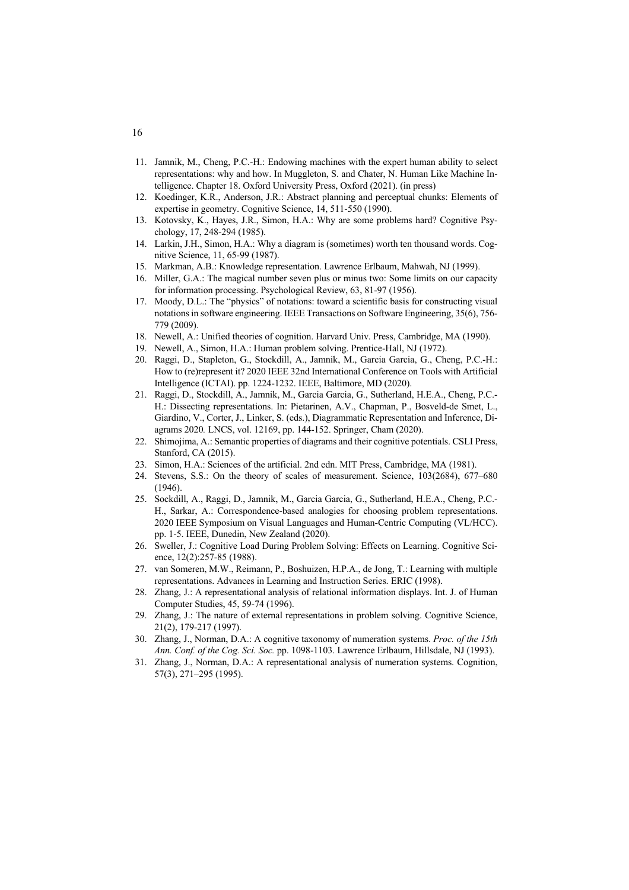11. Jamnik, M., Cheng, P.C.-H.: Endowing machines with the expert human ability to select representations: why and how. In Muggleton, S. and Chater, N. Human Like Machine Intelligence. Chapter 18. Oxford University Press, Oxford (2021). (in press)
12. Koedinger, K.R., Anderson, J.R.: Abstract planning and perceptual chunks: Elements of expertise in geometry. Cognitive Science, 14, 511-550 (1990).
13. Kotovsky, K., Hayes, J.R., Simon, H.A.: Why are some problems hard? Cognitive Psychology, 17, 248-294 (1985).
14. Larkin, J.H., Simon, H.A.: Why a diagram is (sometimes) worth ten thousand words. Cognitive Science, 11, 65-99 (1987).
15. Markman, A.B.: Knowledge representation. Lawrence Erlbaum, Mahwah, NJ (1999).
16. Miller, G.A.: The magical number seven plus or minus two: Some limits on our capacity for information processing. Psychological Review, 63, 81-97 (1956).
17. Moody, D.L.: The "physics" of notations: toward a scientific basis for constructing visual notations in software engineering. IEEE Transactions on Software Engineering, 35(6), 756-779 (2009).
18. Newell, A.: Unified theories of cognition. Harvard Univ. Press, Cambridge, MA (1990).
19. Newell, A., Simon, H.A.: Human problem solving. Prentice-Hall, NJ (1972).
20. Raggi, D., Stapleton, G., Stockdill, A., Jamnik, M., Garcia Garcia, G., Cheng, P.C.-H.: How to (re)represent it? 2020 IEEE 32nd International Conference on Tools with Artificial Intelligence (ICTAI). pp. 1224-1232. IEEE, Baltimore, MD (2020).
21. Raggi, D., Stockdill, A., Jamnik, M., Garcia Garcia, G., Sutherland, H.E.A., Cheng, P.C.-H.: Dissecting representations. In: Pietarinen, A.V., Chapman, P., Bosveld-de Smet, L., Giardino, V., Corter, J., Linker, S. (eds.), Diagrammatic Representation and Inference, Diagrams 2020*.* LNCS, vol. 12169, pp. 144-152. Springer, Cham (2020).
22. Shimojima, A.: Semantic properties of diagrams and their cognitive potentials. CSLI Press, Stanford, CA (2015).
23. Simon, H.A.: Sciences of the artificial. 2nd edn. MIT Press, Cambridge, MA (1981).
24. Stevens, S.S.: On the theory of scales of measurement. Science, 103(2684), 677–680 (1946).
25. Sockdill, A., Raggi, D., Jamnik, M., Garcia Garcia, G., Sutherland, H.E.A., Cheng, P.C.-H., Sarkar, A.: Correspondence-based analogies for choosing problem representations. 2020 IEEE Symposium on Visual Languages and Human-Centric Computing (VL/HCC). pp. 1-5. IEEE, Dunedin, New Zealand (2020).
26. Sweller, J.: Cognitive Load During Problem Solving: Effects on Learning. Cognitive Science, 12(2):257-85 (1988).
27. van Someren, M.W., Reimann, P., Boshuizen, H.P.A., de Jong, T.: Learning with multiple representations. Advances in Learning and Instruction Series. ERIC (1998).
28. Zhang, J.: A representational analysis of relational information displays. Int. J. of Human Computer Studies, 45, 59-74 (1996).
29. Zhang, J.: The nature of external representations in problem solving. Cognitive Science, 21(2), 179-217 (1997).
30. Zhang, J., Norman, D.A.: A cognitive taxonomy of numeration systems. *Proc. of the 15th Ann. Conf. of the Cog. Sci. Soc.* pp. 1098-1103. Lawrence Erlbaum, Hillsdale, NJ (1993).
31. Zhang, J., Norman, D.A.: A representational analysis of numeration systems. Cognition, 57(3), 271–295 (1995).